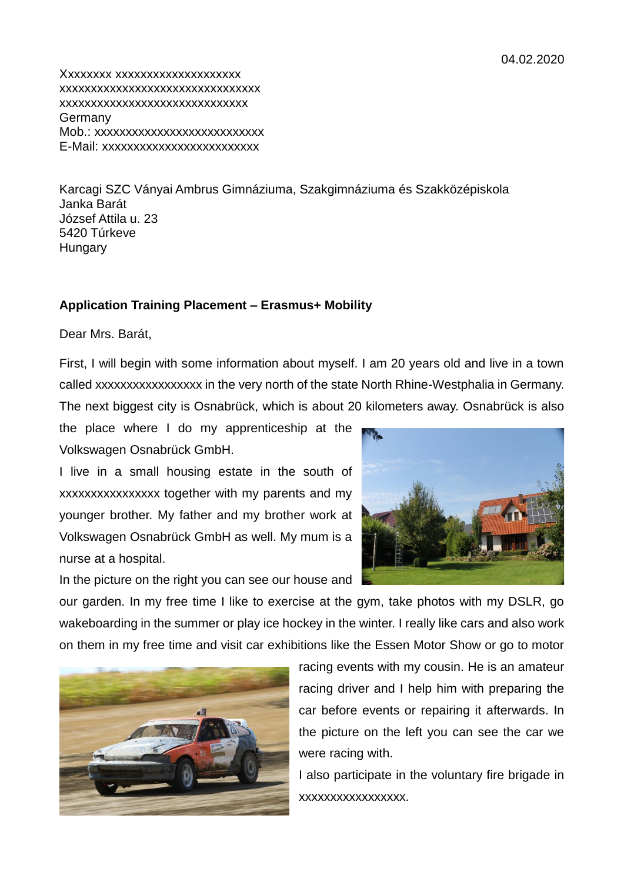04.02.2020

Xxxxxxxx xxxxxxxxxxxxxxxxxxxx
xxxxxxxxxxxxxxxxxxxxxxxxxxxxxxxxx
xxxxxxxxxxxxxxxxxxxxxxxxxxxxxxx
Germany
Mob.: xxxxxxxxxxxxxxxxxxxxxxxxxxx
E-Mail: xxxxxxxxxxxxxxxxxxxxxxxxx

Karcagi SZC Ványai Ambrus Gimnáziuma, Szakgimnáziuma és Szakközépiskola
Janka Barát
József Attila u. 23
5420 Túrkeve
Hungary

**Application Training Placement – Erasmus+ Mobility**

Dear Mrs. Barát,

First, I will begin with some information about myself. I am 20 years old and live in a town called xxxxxxxxxxxxxxxxx in the very north of the state North Rhine-Westphalia in Germany. The next biggest city is Osnabrück, which is about 20 kilometers away. Osnabrück is also the place where I do my apprenticeship at the Volkswagen Osnabrück GmbH.

I live in a small housing estate in the south of xxxxxxxxxxxxxxxx together with my parents and my younger brother. My father and my brother work at Volkswagen Osnabrück GmbH as well. My mum is a nurse at a hospital.

In the picture on the right you can see our house and our garden. In my free time I like to exercise at the gym, take photos with my DSLR, go wakeboarding in the summer or play ice hockey in the winter. I really like cars and also work on them in my free time and visit car exhibitions like the Essen Motor Show or go to motor racing events with my cousin. He is an amateur racing driver and I help him with preparing the car before events or repairing it afterwards. In the picture on the left you can see the car we were racing with.

I also participate in the voluntary fire brigade in xxxxxxxxxxxxxxxxx.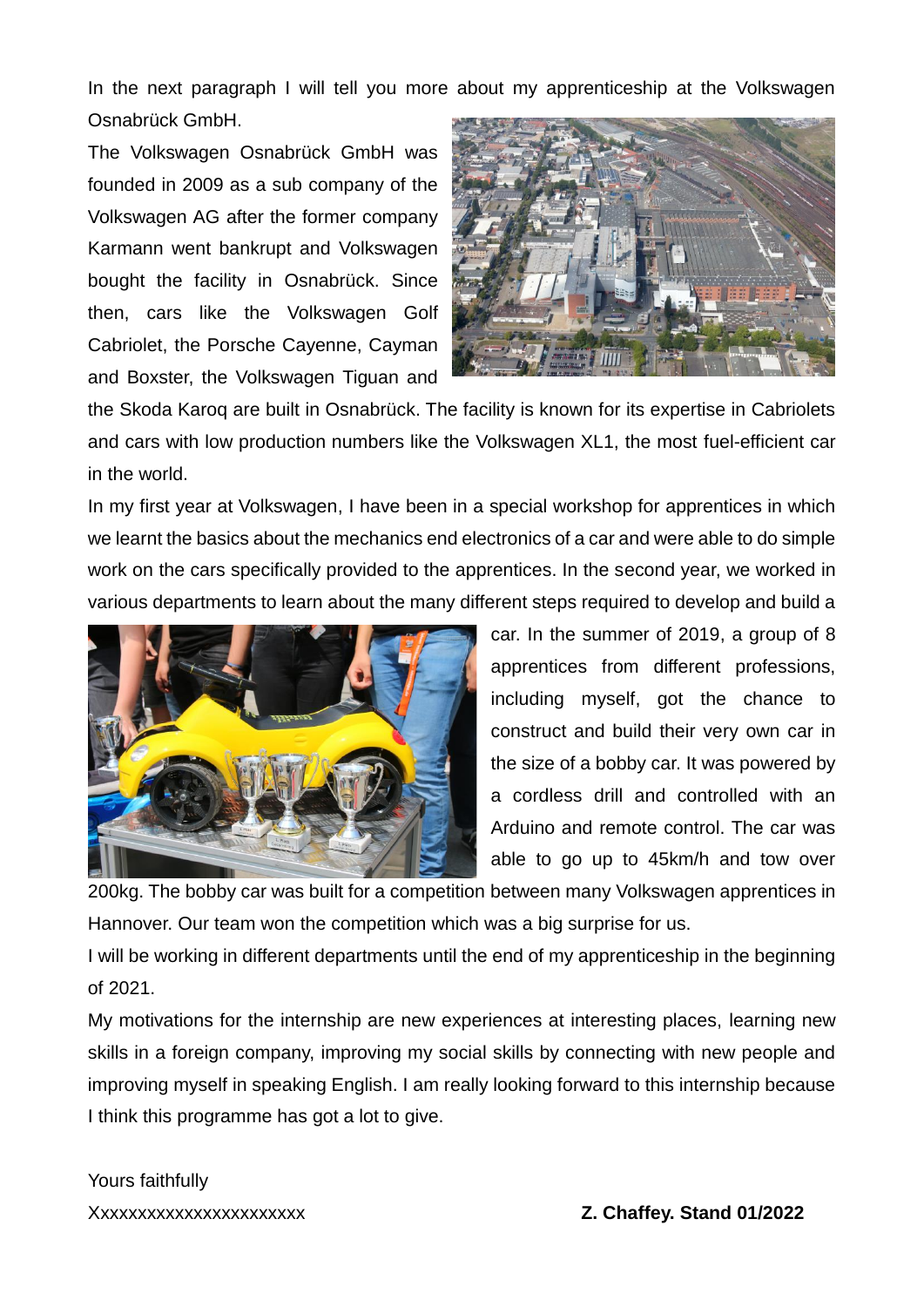In the next paragraph I will tell you more about my apprenticeship at the Volkswagen Osnabrück GmbH.

The Volkswagen Osnabrück GmbH was founded in 2009 as a sub company of the Volkswagen AG after the former company Karmann went bankrupt and Volkswagen bought the facility in Osnabrück. Since then, cars like the Volkswagen Golf Cabriolet, the Porsche Cayenne, Cayman and Boxster, the Volkswagen Tiguan and the Skoda Karoq are built in Osnabrück. The facility is known for its expertise in Cabriolets and cars with low production numbers like the Volkswagen XL1, the most fuel-efficient car in the world.

In my first year at Volkswagen, I have been in a special workshop for apprentices in which we learnt the basics about the mechanics end electronics of a car and were able to do simple work on the cars specifically provided to the apprentices. In the second year, we worked in various departments to learn about the many different steps required to develop and build a car. In the summer of 2019, a group of 8 apprentices from different professions, including myself, got the chance to construct and build their very own car in the size of a bobby car. It was powered by a cordless drill and controlled with an Arduino and remote control. The car was able to go up to 45km/h and tow over 200kg. The bobby car was built for a competition between many Volkswagen apprentices in Hannover. Our team won the competition which was a big surprise for us.

I will be working in different departments until the end of my apprenticeship in the beginning of 2021.

My motivations for the internship are new experiences at interesting places, learning new skills in a foreign company, improving my social skills by connecting with new people and improving myself in speaking English. I am really looking forward to this internship because I think this programme has got a lot to give.

Yours faithfully

Xxxxxxxxxxxxxxxxxxxxxxx **Z. Chaffey. Stand 01/2022**